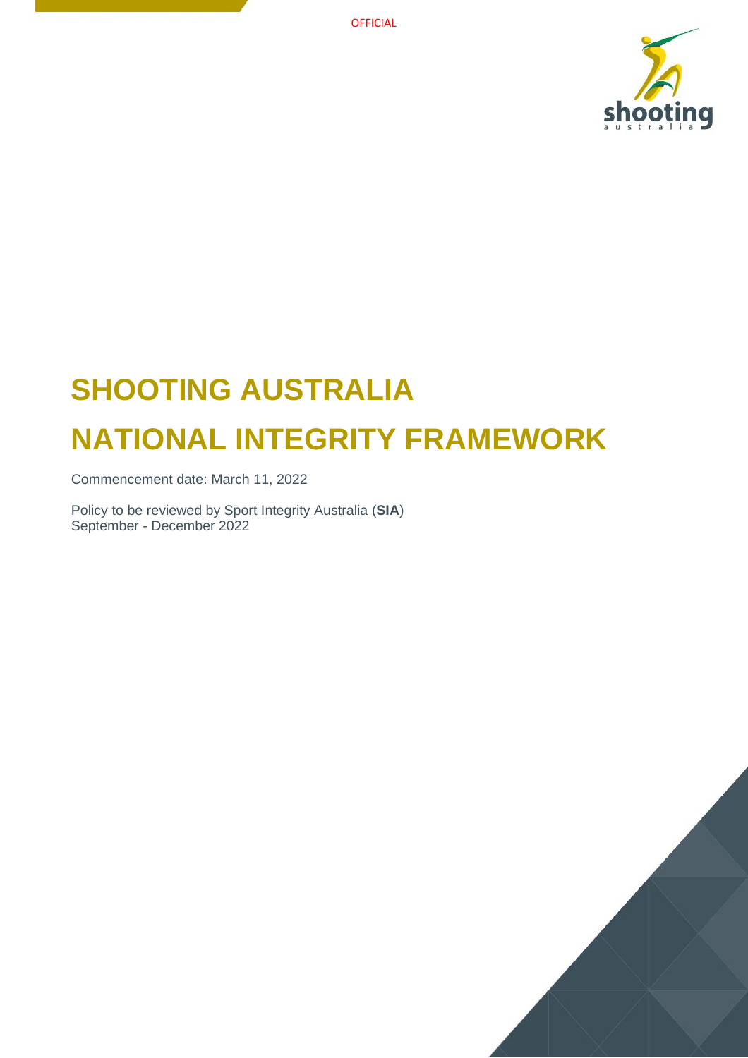OFFICIAL

# SHOOTING AUSTRALIA

# NATIONAL INTEGRITY FRAMEWORK

Commencement date: March 11, 2022

Policy to be reviewed by Sport Integrity Australia (**SIA**)
September - December 2022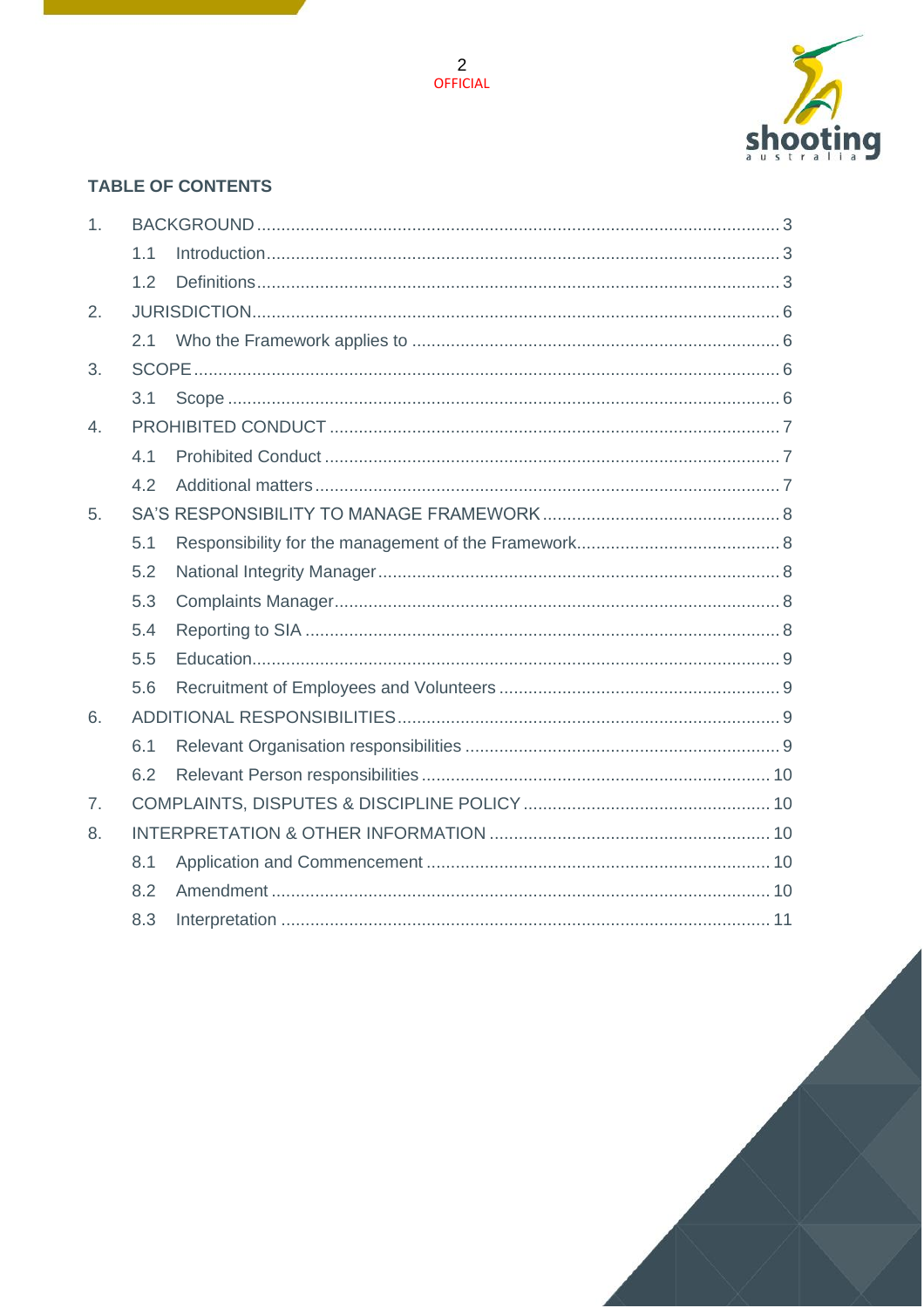## TABLE OF CONTENTS

1. BACKGROUND ... 3
   - 1.1 Introduction ... 3
   - 1.2 Definitions ... 3
2. JURISDICTION ... 6
   - 2.1 Who the Framework applies to ... 6
3. SCOPE ... 6
   - 3.1 Scope ... 6
4. PROHIBITED CONDUCT ... 7
   - 4.1 Prohibited Conduct ... 7
   - 4.2 Additional matters ... 7
5. SA'S RESPONSIBILITY TO MANAGE FRAMEWORK ... 8
   - 5.1 Responsibility for the management of the Framework ... 8
   - 5.2 National Integrity Manager ... 8
   - 5.3 Complaints Manager ... 8
   - 5.4 Reporting to SIA ... 8
   - 5.5 Education ... 9
   - 5.6 Recruitment of Employees and Volunteers ... 9
6. ADDITIONAL RESPONSIBILITIES ... 9
   - 6.1 Relevant Organisation responsibilities ... 9
   - 6.2 Relevant Person responsibilities ... 10
7. COMPLAINTS, DISPUTES & DISCIPLINE POLICY ... 10
8. INTERPRETATION & OTHER INFORMATION ... 10
   - 8.1 Application and Commencement ... 10
   - 8.2 Amendment ... 10
   - 8.3 Interpretation ... 11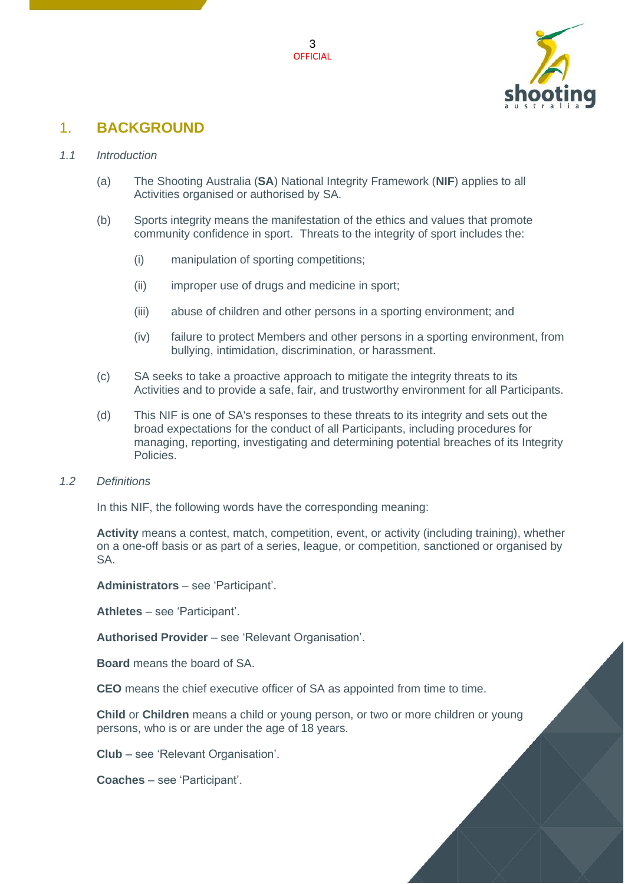# 1. BACKGROUND

*1.1 Introduction*

(a) The Shooting Australia (**SA**) National Integrity Framework (**NIF**) applies to all Activities organised or authorised by SA.

(b) Sports integrity means the manifestation of the ethics and values that promote community confidence in sport. Threats to the integrity of sport includes the:

  (i) manipulation of sporting competitions;

  (ii) improper use of drugs and medicine in sport;

  (iii) abuse of children and other persons in a sporting environment; and

  (iv) failure to protect Members and other persons in a sporting environment, from bullying, intimidation, discrimination, or harassment.

(c) SA seeks to take a proactive approach to mitigate the integrity threats to its Activities and to provide a safe, fair, and trustworthy environment for all Participants.

(d) This NIF is one of SA's responses to these threats to its integrity and sets out the broad expectations for the conduct of all Participants, including procedures for managing, reporting, investigating and determining potential breaches of its Integrity Policies.

*1.2 Definitions*

In this NIF, the following words have the corresponding meaning:

**Activity** means a contest, match, competition, event, or activity (including training), whether on a one-off basis or as part of a series, league, or competition, sanctioned or organised by SA.

**Administrators** – see 'Participant'.

**Athletes** – see 'Participant'.

**Authorised Provider** – see 'Relevant Organisation'.

**Board** means the board of SA.

**CEO** means the chief executive officer of SA as appointed from time to time.

**Child** or **Children** means a child or young person, or two or more children or young persons, who is or are under the age of 18 years.

**Club** – see 'Relevant Organisation'.

**Coaches** – see 'Participant'.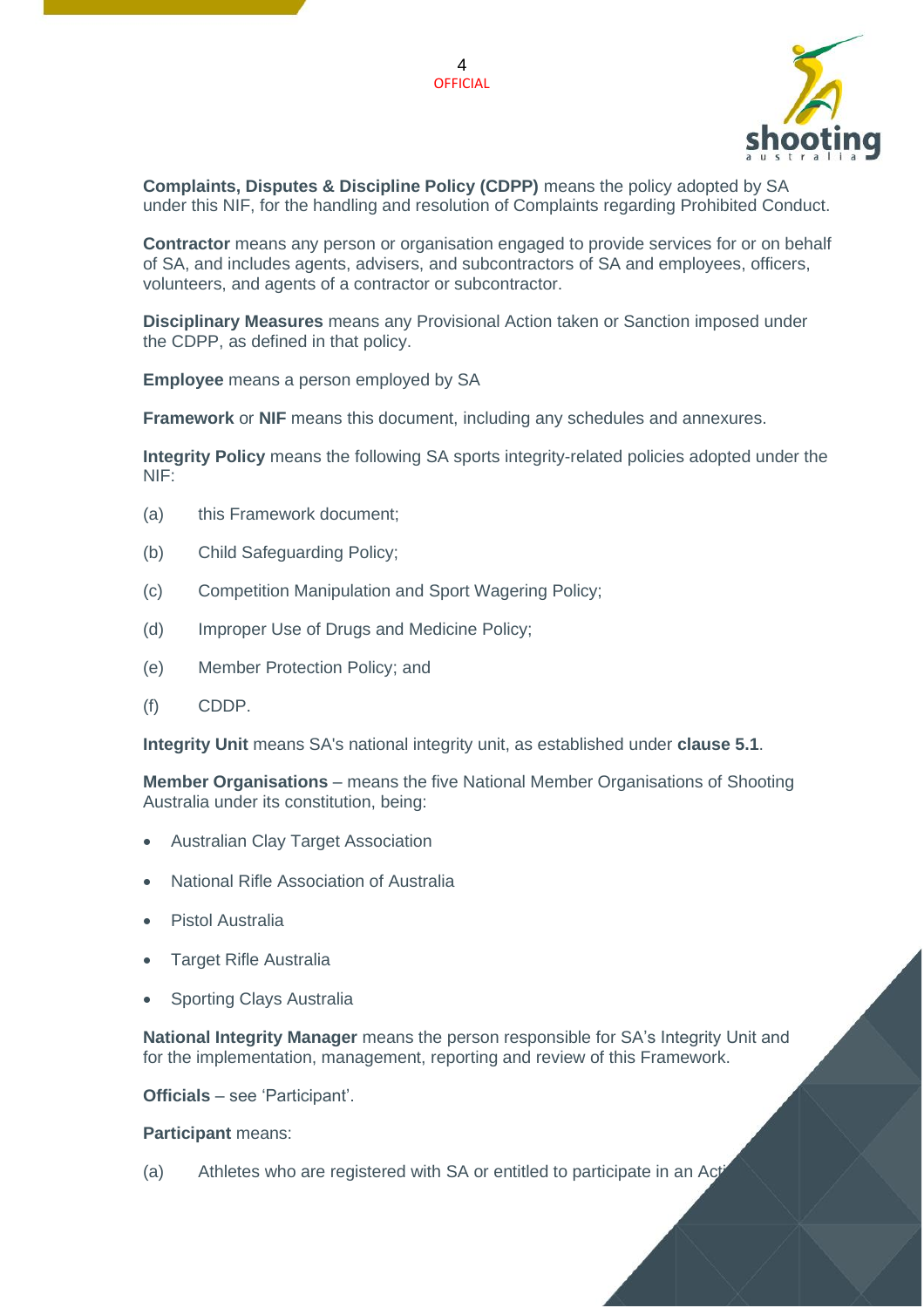**Complaints, Disputes & Discipline Policy (CDPP)** means the policy adopted by SA under this NIF, for the handling and resolution of Complaints regarding Prohibited Conduct.

**Contractor** means any person or organisation engaged to provide services for or on behalf of SA, and includes agents, advisers, and subcontractors of SA and employees, officers, volunteers, and agents of a contractor or subcontractor.

**Disciplinary Measures** means any Provisional Action taken or Sanction imposed under the CDPP, as defined in that policy.

**Employee** means a person employed by SA

**Framework** or **NIF** means this document, including any schedules and annexures.

**Integrity Policy** means the following SA sports integrity-related policies adopted under the NIF:

(a) this Framework document;

(b) Child Safeguarding Policy;

(c) Competition Manipulation and Sport Wagering Policy;

(d) Improper Use of Drugs and Medicine Policy;

(e) Member Protection Policy; and

(f) CDDP.

**Integrity Unit** means SA's national integrity unit, as established under **clause 5.1**.

**Member Organisations** – means the five National Member Organisations of Shooting Australia under its constitution, being:

- Australian Clay Target Association
- National Rifle Association of Australia
- Pistol Australia
- Target Rifle Australia
- Sporting Clays Australia

**National Integrity Manager** means the person responsible for SA's Integrity Unit and for the implementation, management, reporting and review of this Framework.

**Officials** – see 'Participant'.

**Participant** means:

(a) Athletes who are registered with SA or entitled to participate in an Act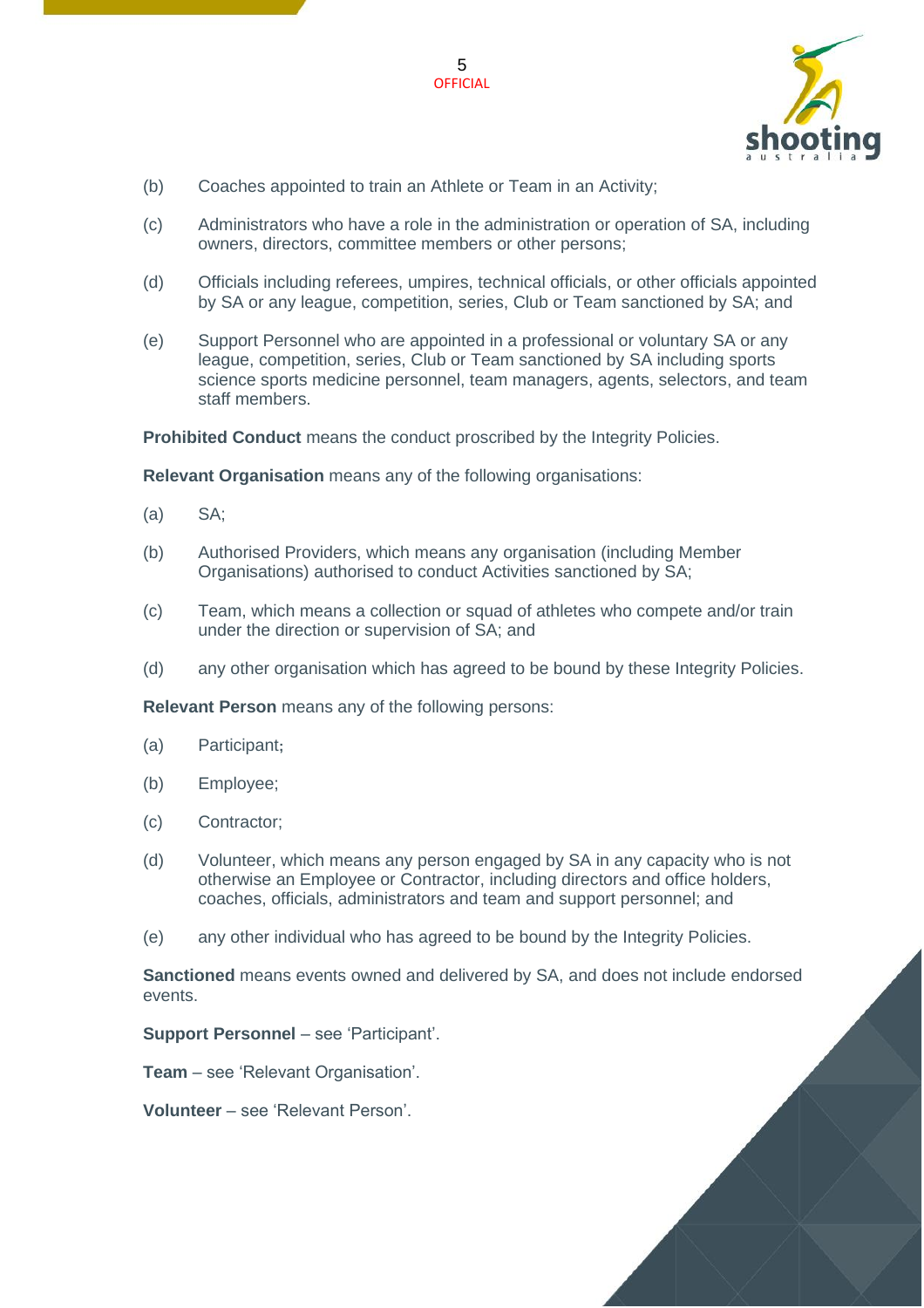(b) Coaches appointed to train an Athlete or Team in an Activity;

(c) Administrators who have a role in the administration or operation of SA, including owners, directors, committee members or other persons;

(d) Officials including referees, umpires, technical officials, or other officials appointed by SA or any league, competition, series, Club or Team sanctioned by SA; and

(e) Support Personnel who are appointed in a professional or voluntary SA or any league, competition, series, Club or Team sanctioned by SA including sports science sports medicine personnel, team managers, agents, selectors, and team staff members.

**Prohibited Conduct** means the conduct proscribed by the Integrity Policies.

**Relevant Organisation** means any of the following organisations:

(a) SA;

(b) Authorised Providers, which means any organisation (including Member Organisations) authorised to conduct Activities sanctioned by SA;

(c) Team, which means a collection or squad of athletes who compete and/or train under the direction or supervision of SA; and

(d) any other organisation which has agreed to be bound by these Integrity Policies.

**Relevant Person** means any of the following persons:

(a) Participant;

(b) Employee;

(c) Contractor;

(d) Volunteer, which means any person engaged by SA in any capacity who is not otherwise an Employee or Contractor, including directors and office holders, coaches, officials, administrators and team and support personnel; and

(e) any other individual who has agreed to be bound by the Integrity Policies.

**Sanctioned** means events owned and delivered by SA, and does not include endorsed events.

**Support Personnel** – see 'Participant'.

**Team** – see 'Relevant Organisation'.

**Volunteer** – see 'Relevant Person'.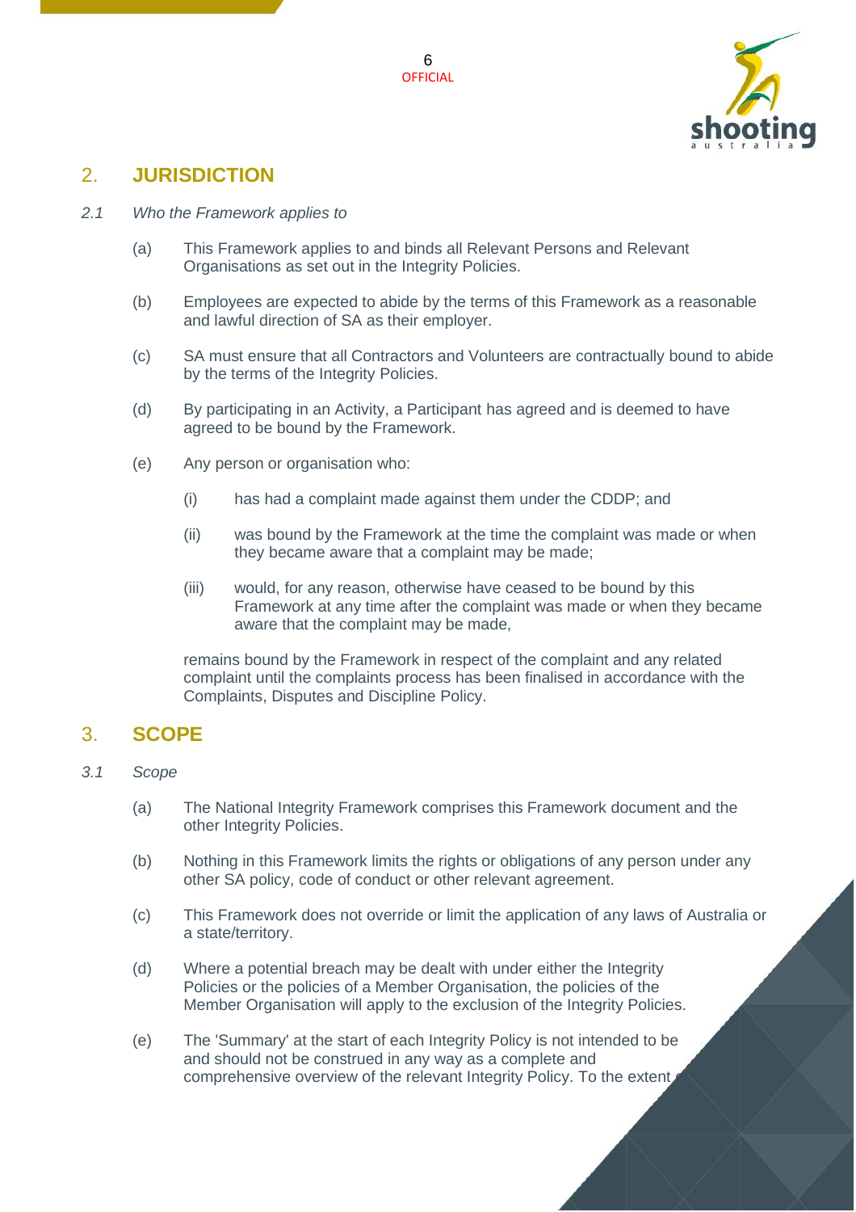## 2. JURISDICTION

*2.1 Who the Framework applies to*

(a) This Framework applies to and binds all Relevant Persons and Relevant Organisations as set out in the Integrity Policies.

(b) Employees are expected to abide by the terms of this Framework as a reasonable and lawful direction of SA as their employer.

(c) SA must ensure that all Contractors and Volunteers are contractually bound to abide by the terms of the Integrity Policies.

(d) By participating in an Activity, a Participant has agreed and is deemed to have agreed to be bound by the Framework.

(e) Any person or organisation who:

  (i) has had a complaint made against them under the CDDP; and

  (ii) was bound by the Framework at the time the complaint was made or when they became aware that a complaint may be made;

  (iii) would, for any reason, otherwise have ceased to be bound by this Framework at any time after the complaint was made or when they became aware that the complaint may be made,

remains bound by the Framework in respect of the complaint and any related complaint until the complaints process has been finalised in accordance with the Complaints, Disputes and Discipline Policy.

## 3. SCOPE

*3.1 Scope*

(a) The National Integrity Framework comprises this Framework document and the other Integrity Policies.

(b) Nothing in this Framework limits the rights or obligations of any person under any other SA policy, code of conduct or other relevant agreement.

(c) This Framework does not override or limit the application of any laws of Australia or a state/territory.

(d) Where a potential breach may be dealt with under either the Integrity Policies or the policies of a Member Organisation, the policies of the Member Organisation will apply to the exclusion of the Integrity Policies.

(e) The 'Summary' at the start of each Integrity Policy is not intended to be and should not be construed in any way as a complete and comprehensive overview of the relevant Integrity Policy. To the extent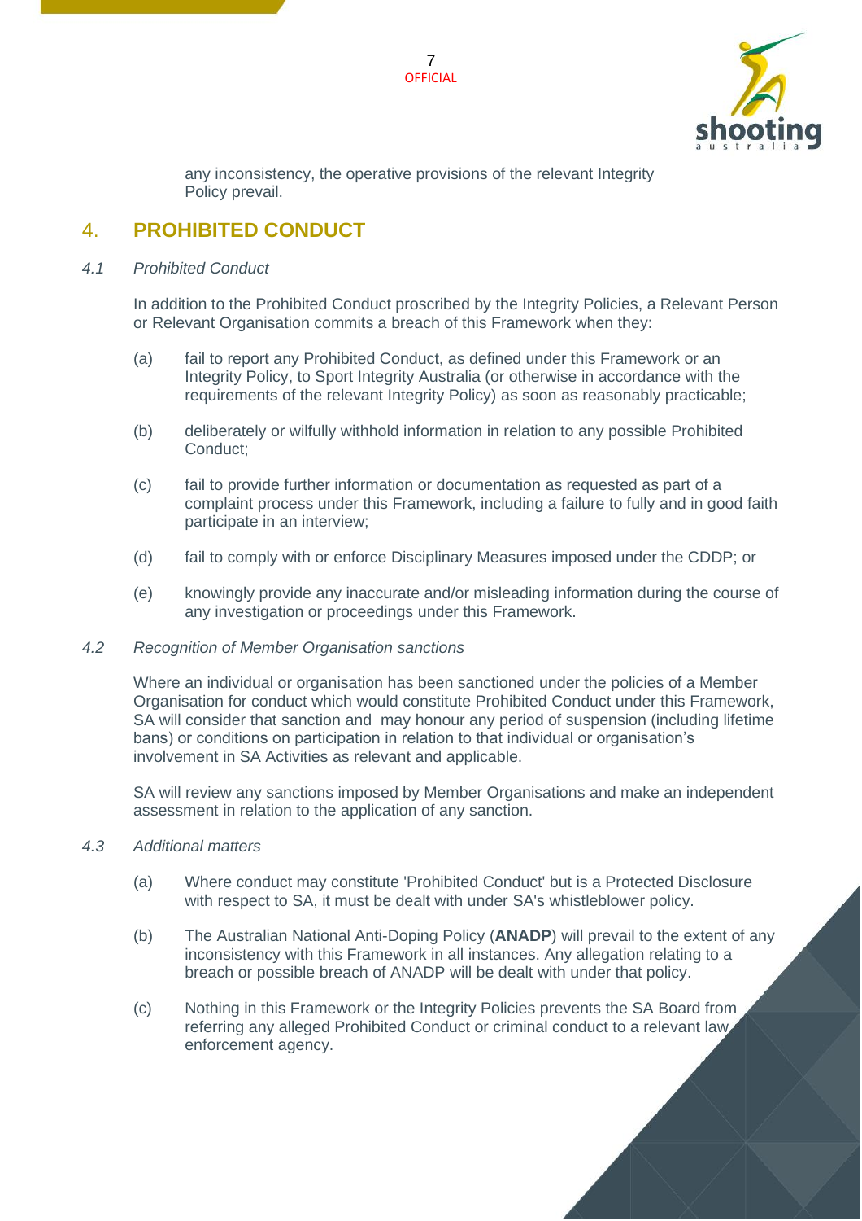any inconsistency, the operative provisions of the relevant Integrity Policy prevail.

## 4. PROHIBITED CONDUCT

*4.1 Prohibited Conduct*

In addition to the Prohibited Conduct proscribed by the Integrity Policies, a Relevant Person or Relevant Organisation commits a breach of this Framework when they:

(a) fail to report any Prohibited Conduct, as defined under this Framework or an Integrity Policy, to Sport Integrity Australia (or otherwise in accordance with the requirements of the relevant Integrity Policy) as soon as reasonably practicable;

(b) deliberately or wilfully withhold information in relation to any possible Prohibited Conduct;

(c) fail to provide further information or documentation as requested as part of a complaint process under this Framework, including a failure to fully and in good faith participate in an interview;

(d) fail to comply with or enforce Disciplinary Measures imposed under the CDDP; or

(e) knowingly provide any inaccurate and/or misleading information during the course of any investigation or proceedings under this Framework.

*4.2 Recognition of Member Organisation sanctions*

Where an individual or organisation has been sanctioned under the policies of a Member Organisation for conduct which would constitute Prohibited Conduct under this Framework, SA will consider that sanction and may honour any period of suspension (including lifetime bans) or conditions on participation in relation to that individual or organisation's involvement in SA Activities as relevant and applicable.

SA will review any sanctions imposed by Member Organisations and make an independent assessment in relation to the application of any sanction.

*4.3 Additional matters*

(a) Where conduct may constitute 'Prohibited Conduct' but is a Protected Disclosure with respect to SA, it must be dealt with under SA's whistleblower policy.

(b) The Australian National Anti-Doping Policy (**ANADP**) will prevail to the extent of any inconsistency with this Framework in all instances. Any allegation relating to a breach or possible breach of ANADP will be dealt with under that policy.

(c) Nothing in this Framework or the Integrity Policies prevents the SA Board from referring any alleged Prohibited Conduct or criminal conduct to a relevant law enforcement agency.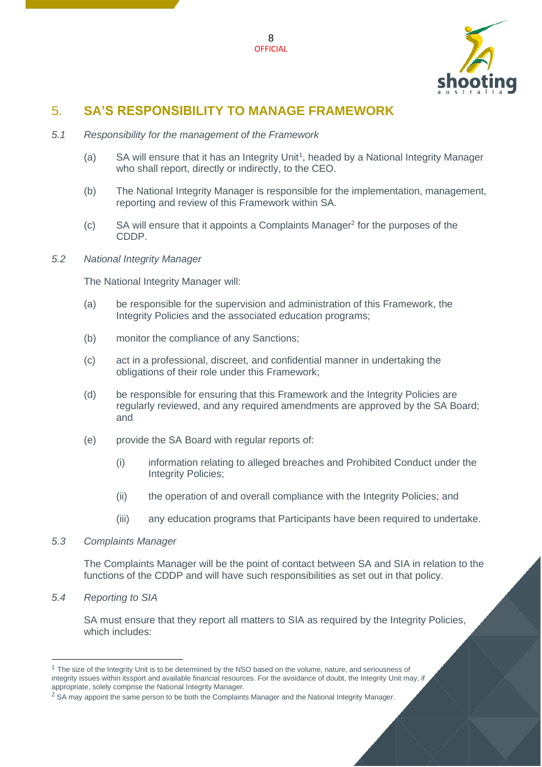## 5. SA'S RESPONSIBILITY TO MANAGE FRAMEWORK

*5.1 Responsibility for the management of the Framework*

(a) SA will ensure that it has an Integrity Unit[1], headed by a National Integrity Manager who shall report, directly or indirectly, to the CEO.

(b) The National Integrity Manager is responsible for the implementation, management, reporting and review of this Framework within SA.

(c) SA will ensure that it appoints a Complaints Manager[2] for the purposes of the CDDP.

*5.2 National Integrity Manager*

The National Integrity Manager will:

(a) be responsible for the supervision and administration of this Framework, the Integrity Policies and the associated education programs;

(b) monitor the compliance of any Sanctions;

(c) act in a professional, discreet, and confidential manner in undertaking the obligations of their role under this Framework;

(d) be responsible for ensuring that this Framework and the Integrity Policies are regularly reviewed, and any required amendments are approved by the SA Board; and

(e) provide the SA Board with regular reports of:

(i) information relating to alleged breaches and Prohibited Conduct under the Integrity Policies;

(ii) the operation of and overall compliance with the Integrity Policies; and

(iii) any education programs that Participants have been required to undertake.

*5.3 Complaints Manager*

The Complaints Manager will be the point of contact between SA and SIA in relation to the functions of the CDDP and will have such responsibilities as set out in that policy.

*5.4 Reporting to SIA*

SA must ensure that they report all matters to SIA as required by the Integrity Policies, which includes:

---

[1] The size of the Integrity Unit is to be determined by the NSO based on the volume, nature, and seriousness of integrity issues within itssport and available financial resources. For the avoidance of doubt, the Integrity Unit may, if appropriate, solely comprise the National Integrity Manager.

[2] SA may appoint the same person to be both the Complaints Manager and the National Integrity Manager.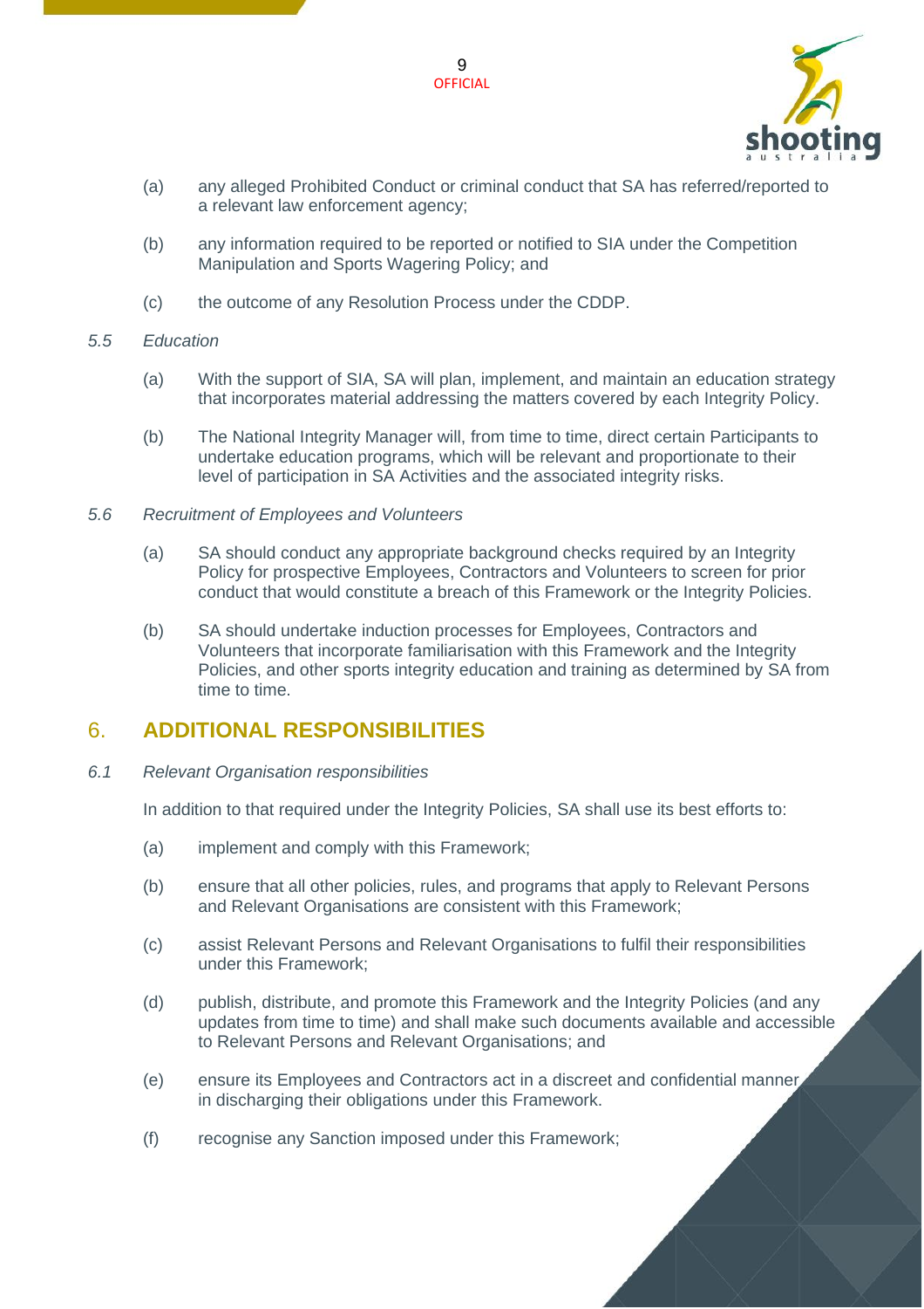(a) any alleged Prohibited Conduct or criminal conduct that SA has referred/reported to a relevant law enforcement agency;

(b) any information required to be reported or notified to SIA under the Competition Manipulation and Sports Wagering Policy; and

(c) the outcome of any Resolution Process under the CDDP.

*5.5 Education*

(a) With the support of SIA, SA will plan, implement, and maintain an education strategy that incorporates material addressing the matters covered by each Integrity Policy.

(b) The National Integrity Manager will, from time to time, direct certain Participants to undertake education programs, which will be relevant and proportionate to their level of participation in SA Activities and the associated integrity risks.

*5.6 Recruitment of Employees and Volunteers*

(a) SA should conduct any appropriate background checks required by an Integrity Policy for prospective Employees, Contractors and Volunteers to screen for prior conduct that would constitute a breach of this Framework or the Integrity Policies.

(b) SA should undertake induction processes for Employees, Contractors and Volunteers that incorporate familiarisation with this Framework and the Integrity Policies, and other sports integrity education and training as determined by SA from time to time.

## 6. ADDITIONAL RESPONSIBILITIES

*6.1 Relevant Organisation responsibilities*

In addition to that required under the Integrity Policies, SA shall use its best efforts to:

(a) implement and comply with this Framework;

(b) ensure that all other policies, rules, and programs that apply to Relevant Persons and Relevant Organisations are consistent with this Framework;

(c) assist Relevant Persons and Relevant Organisations to fulfil their responsibilities under this Framework;

(d) publish, distribute, and promote this Framework and the Integrity Policies (and any updates from time to time) and shall make such documents available and accessible to Relevant Persons and Relevant Organisations; and

(e) ensure its Employees and Contractors act in a discreet and confidential manner in discharging their obligations under this Framework.

(f) recognise any Sanction imposed under this Framework;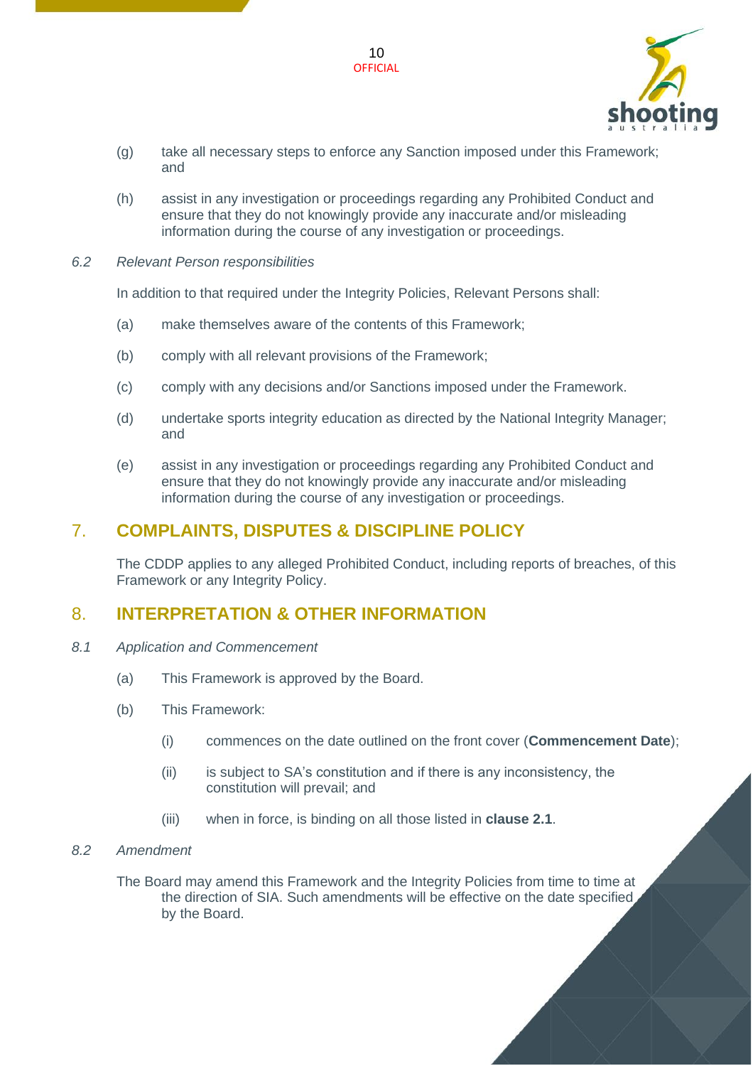(g) take all necessary steps to enforce any Sanction imposed under this Framework; and

(h) assist in any investigation or proceedings regarding any Prohibited Conduct and ensure that they do not knowingly provide any inaccurate and/or misleading information during the course of any investigation or proceedings.

### *6.2 Relevant Person responsibilities*

In addition to that required under the Integrity Policies, Relevant Persons shall:

(a) make themselves aware of the contents of this Framework;

(b) comply with all relevant provisions of the Framework;

(c) comply with any decisions and/or Sanctions imposed under the Framework.

(d) undertake sports integrity education as directed by the National Integrity Manager; and

(e) assist in any investigation or proceedings regarding any Prohibited Conduct and ensure that they do not knowingly provide any inaccurate and/or misleading information during the course of any investigation or proceedings.

## 7. COMPLAINTS, DISPUTES & DISCIPLINE POLICY

The CDDP applies to any alleged Prohibited Conduct, including reports of breaches, of this Framework or any Integrity Policy.

## 8. INTERPRETATION & OTHER INFORMATION

### *8.1 Application and Commencement*

(a) This Framework is approved by the Board.

(b) This Framework:

  (i) commences on the date outlined on the front cover (**Commencement Date**);

  (ii) is subject to SA's constitution and if there is any inconsistency, the constitution will prevail; and

  (iii) when in force, is binding on all those listed in **clause 2.1**.

### *8.2 Amendment*

The Board may amend this Framework and the Integrity Policies from time to time at the direction of SIA. Such amendments will be effective on the date specified by the Board.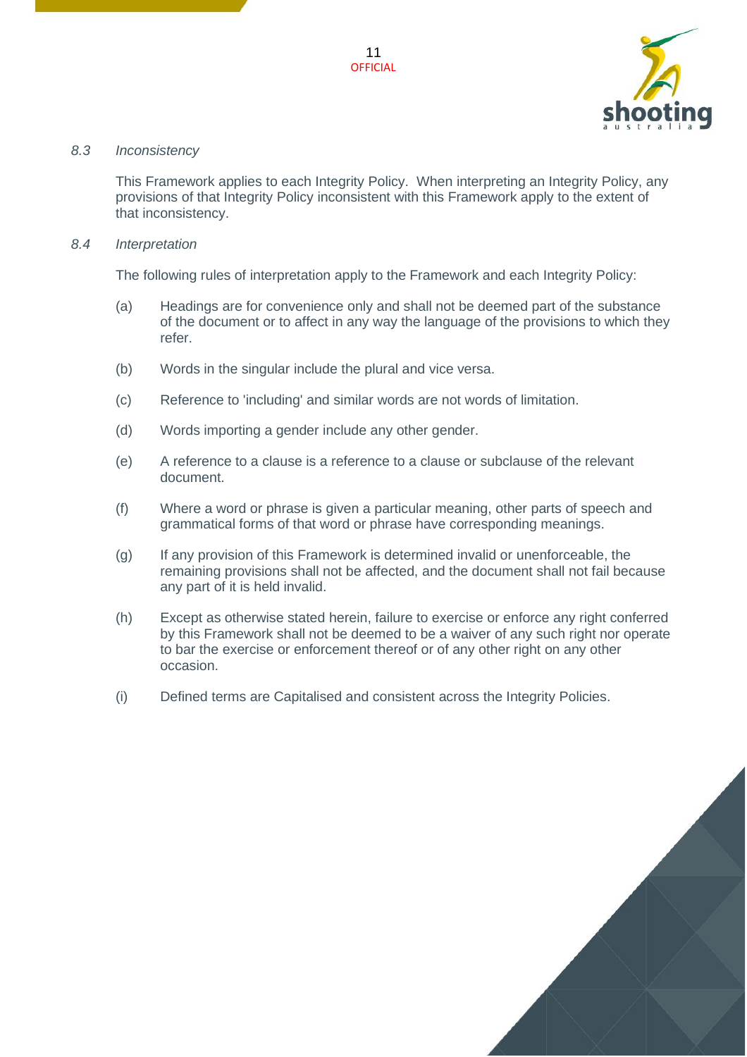*8.3 Inconsistency*

This Framework applies to each Integrity Policy. When interpreting an Integrity Policy, any provisions of that Integrity Policy inconsistent with this Framework apply to the extent of that inconsistency.

*8.4 Interpretation*

The following rules of interpretation apply to the Framework and each Integrity Policy:

(a) Headings are for convenience only and shall not be deemed part of the substance of the document or to affect in any way the language of the provisions to which they refer.

(b) Words in the singular include the plural and vice versa.

(c) Reference to 'including' and similar words are not words of limitation.

(d) Words importing a gender include any other gender.

(e) A reference to a clause is a reference to a clause or subclause of the relevant document.

(f) Where a word or phrase is given a particular meaning, other parts of speech and grammatical forms of that word or phrase have corresponding meanings.

(g) If any provision of this Framework is determined invalid or unenforceable, the remaining provisions shall not be affected, and the document shall not fail because any part of it is held invalid.

(h) Except as otherwise stated herein, failure to exercise or enforce any right conferred by this Framework shall not be deemed to be a waiver of any such right nor operate to bar the exercise or enforcement thereof or of any other right on any other occasion.

(i) Defined terms are Capitalised and consistent across the Integrity Policies.